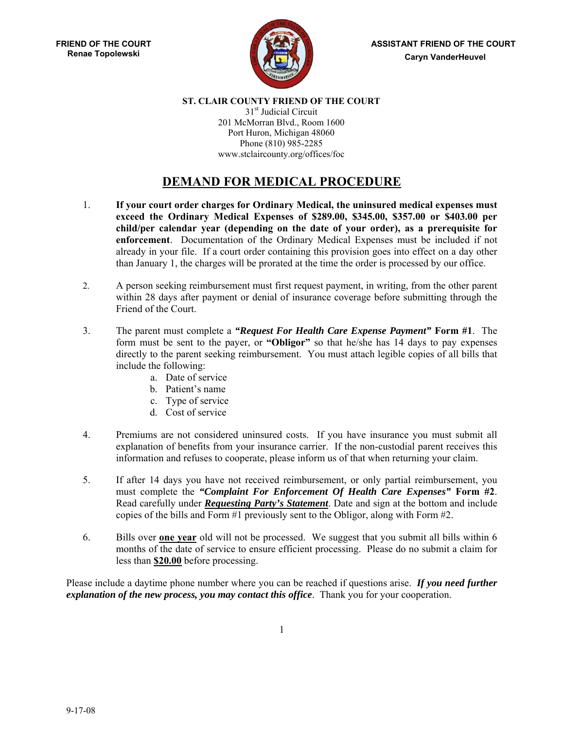**FRIEND OF THE COURT**
**Renae Topolewski**

**ASSISTANT FRIEND OF THE COURT**
**Caryn VanderHeuvel**

**ST. CLAIR COUNTY FRIEND OF THE COURT**
31st Judicial Circuit
201 McMorran Blvd., Room 1600
Port Huron, Michigan 48060
Phone (810) 985-2285
www.stclaircounty.org/offices/foc

# DEMAND FOR MEDICAL PROCEDURE

1. **If your court order charges for Ordinary Medical, the uninsured medical expenses must exceed the Ordinary Medical Expenses of $289.00, $345.00, $357.00 or $403.00 per child/per calendar year (depending on the date of your order), as a prerequisite for enforcement**. Documentation of the Ordinary Medical Expenses must be included if not already in your file. If a court order containing this provision goes into effect on a day other than January 1, the charges will be prorated at the time the order is processed by our office.

2. A person seeking reimbursement must first request payment, in writing, from the other parent within 28 days after payment or denial of insurance coverage before submitting through the Friend of the Court.

3. The parent must complete a ***"Request For Health Care Expense Payment"*** **Form #1**. The form must be sent to the payer, or **"Obligor"** so that he/she has 14 days to pay expenses directly to the parent seeking reimbursement. You must attach legible copies of all bills that include the following:
   a. Date of service
   b. Patient's name
   c. Type of service
   d. Cost of service

4. Premiums are not considered uninsured costs. If you have insurance you must submit all explanation of benefits from your insurance carrier. If the non-custodial parent receives this information and refuses to cooperate, please inform us of that when returning your claim.

5. If after 14 days you have not received reimbursement, or only partial reimbursement, you must complete the ***"Complaint For Enforcement Of Health Care Expenses"*** **Form #2**. Read carefully under ***Requesting Party's Statement***. Date and sign at the bottom and include copies of the bills and Form #1 previously sent to the Obligor, along with Form #2.

6. Bills over **one year** old will not be processed. We suggest that you submit all bills within 6 months of the date of service to ensure efficient processing. Please do no submit a claim for less than **$20.00** before processing.

Please include a daytime phone number where you can be reached if questions arise. ***If you need further explanation of the new process, you may contact this office***. Thank you for your cooperation.

9-17-08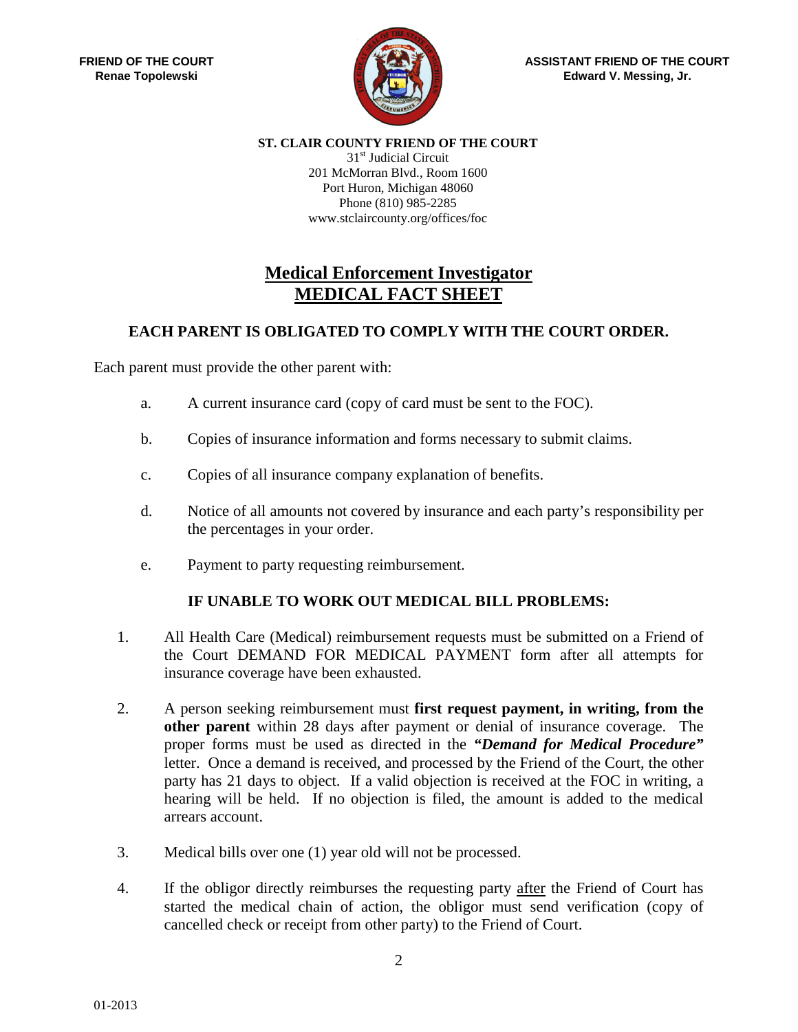**FRIEND OF THE COURT**
**Renae Topolewski**

**ASSISTANT FRIEND OF THE COURT**
**Edward V. Messing, Jr.**

**ST. CLAIR COUNTY FRIEND OF THE COURT**
31st Judicial Circuit
201 McMorran Blvd., Room 1600
Port Huron, Michigan 48060
Phone (810) 985-2285
www.stclaircounty.org/offices/foc

# Medical Enforcement Investigator
# MEDICAL FACT SHEET

## EACH PARENT IS OBLIGATED TO COMPLY WITH THE COURT ORDER.

Each parent must provide the other parent with:

a. A current insurance card (copy of card must be sent to the FOC).

b. Copies of insurance information and forms necessary to submit claims.

c. Copies of all insurance company explanation of benefits.

d. Notice of all amounts not covered by insurance and each party's responsibility per the percentages in your order.

e. Payment to party requesting reimbursement.

### IF UNABLE TO WORK OUT MEDICAL BILL PROBLEMS:

1. All Health Care (Medical) reimbursement requests must be submitted on a Friend of the Court DEMAND FOR MEDICAL PAYMENT form after all attempts for insurance coverage have been exhausted.

2. A person seeking reimbursement must **first request payment, in writing, from the other parent** within 28 days after payment or denial of insurance coverage. The proper forms must be used as directed in the ***"Demand for Medical Procedure"*** letter. Once a demand is received, and processed by the Friend of the Court, the other party has 21 days to object. If a valid objection is received at the FOC in writing, a hearing will be held. If no objection is filed, the amount is added to the medical arrears account.

3. Medical bills over one (1) year old will not be processed.

4. If the obligor directly reimburses the requesting party after the Friend of Court has started the medical chain of action, the obligor must send verification (copy of cancelled check or receipt from other party) to the Friend of Court.

01-2013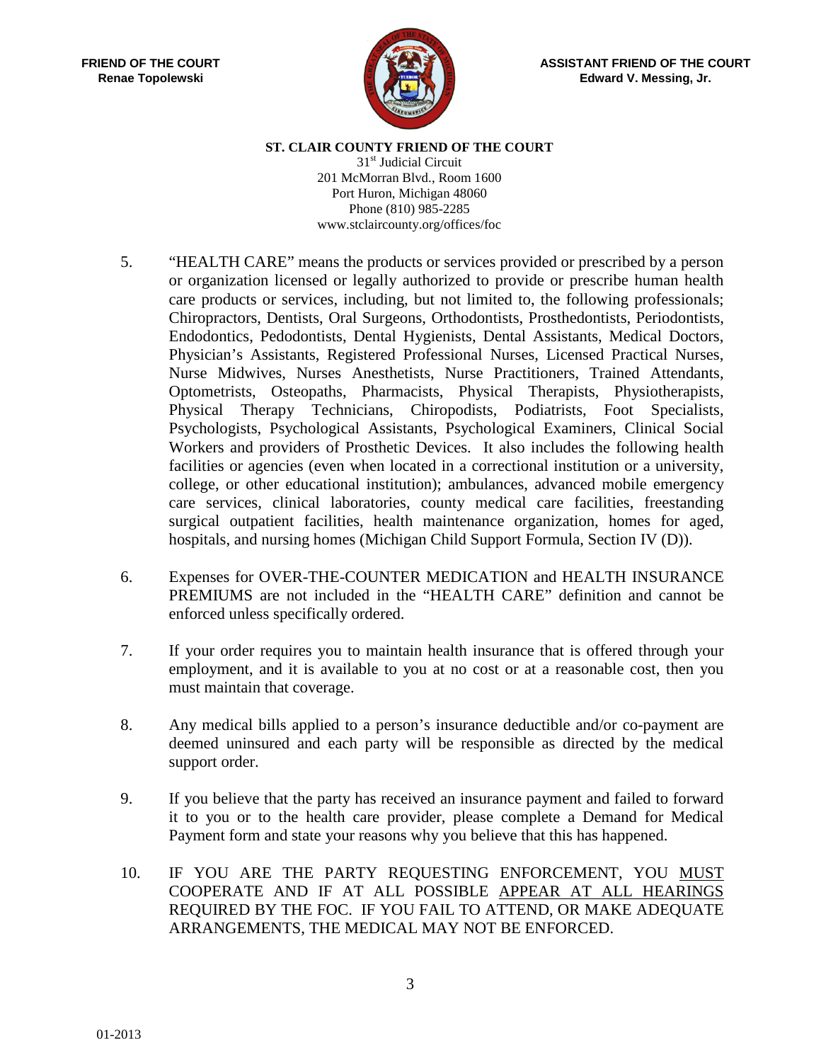**FRIEND OF THE COURT**
**Renae Topolewski**

**ASSISTANT FRIEND OF THE COURT**
**Edward V. Messing, Jr.**

**ST. CLAIR COUNTY FRIEND OF THE COURT**
31st Judicial Circuit
201 McMorran Blvd., Room 1600
Port Huron, Michigan 48060
Phone (810) 985-2285
www.stclaircounty.org/offices/foc

5. "HEALTH CARE" means the products or services provided or prescribed by a person or organization licensed or legally authorized to provide or prescribe human health care products or services, including, but not limited to, the following professionals; Chiropractors, Dentists, Oral Surgeons, Orthodontists, Prosthedontists, Periodontists, Endodontics, Pedodontists, Dental Hygienists, Dental Assistants, Medical Doctors, Physician's Assistants, Registered Professional Nurses, Licensed Practical Nurses, Nurse Midwives, Nurses Anesthetists, Nurse Practitioners, Trained Attendants, Optometrists, Osteopaths, Pharmacists, Physical Therapists, Physiotherapists, Physical Therapy Technicians, Chiropodists, Podiatrists, Foot Specialists, Psychologists, Psychological Assistants, Psychological Examiners, Clinical Social Workers and providers of Prosthetic Devices. It also includes the following health facilities or agencies (even when located in a correctional institution or a university, college, or other educational institution); ambulances, advanced mobile emergency care services, clinical laboratories, county medical care facilities, freestanding surgical outpatient facilities, health maintenance organization, homes for aged, hospitals, and nursing homes (Michigan Child Support Formula, Section IV (D)).

6. Expenses for OVER-THE-COUNTER MEDICATION and HEALTH INSURANCE PREMIUMS are not included in the "HEALTH CARE" definition and cannot be enforced unless specifically ordered.

7. If your order requires you to maintain health insurance that is offered through your employment, and it is available to you at no cost or at a reasonable cost, then you must maintain that coverage.

8. Any medical bills applied to a person's insurance deductible and/or co-payment are deemed uninsured and each party will be responsible as directed by the medical support order.

9. If you believe that the party has received an insurance payment and failed to forward it to you or to the health care provider, please complete a Demand for Medical Payment form and state your reasons why you believe that this has happened.

10. IF YOU ARE THE PARTY REQUESTING ENFORCEMENT, YOU <u>MUST</u> COOPERATE AND IF AT ALL POSSIBLE <u>APPEAR AT ALL HEARINGS</u> REQUIRED BY THE FOC. IF YOU FAIL TO ATTEND, OR MAKE ADEQUATE ARRANGEMENTS, THE MEDICAL MAY NOT BE ENFORCED.

01-2013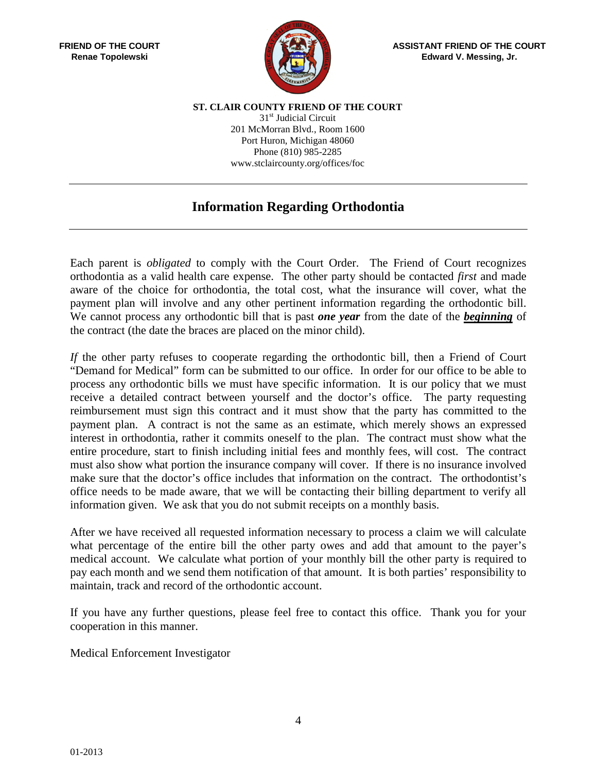**FRIEND OF THE COURT**
**Renae Topolewski**

**ASSISTANT FRIEND OF THE COURT**
**Edward V. Messing, Jr.**

**ST. CLAIR COUNTY FRIEND OF THE COURT**
31st Judicial Circuit
201 McMorran Blvd., Room 1600
Port Huron, Michigan 48060
Phone (810) 985-2285
www.stclaircounty.org/offices/foc

---

# Information Regarding Orthodontia

---

Each parent is *obligated* to comply with the Court Order. The Friend of Court recognizes orthodontia as a valid health care expense. The other party should be contacted *first* and made aware of the choice for orthodontia, the total cost, what the insurance will cover, what the payment plan will involve and any other pertinent information regarding the orthodontic bill. We cannot process any orthodontic bill that is past ***one year*** from the date of the ***beginning*** of the contract (the date the braces are placed on the minor child).

*If* the other party refuses to cooperate regarding the orthodontic bill, then a Friend of Court "Demand for Medical" form can be submitted to our office. In order for our office to be able to process any orthodontic bills we must have specific information. It is our policy that we must receive a detailed contract between yourself and the doctor's office. The party requesting reimbursement must sign this contract and it must show that the party has committed to the payment plan. A contract is not the same as an estimate, which merely shows an expressed interest in orthodontia, rather it commits oneself to the plan. The contract must show what the entire procedure, start to finish including initial fees and monthly fees, will cost. The contract must also show what portion the insurance company will cover. If there is no insurance involved make sure that the doctor's office includes that information on the contract. The orthodontist's office needs to be made aware, that we will be contacting their billing department to verify all information given. We ask that you do not submit receipts on a monthly basis.

After we have received all requested information necessary to process a claim we will calculate what percentage of the entire bill the other party owes and add that amount to the payer's medical account. We calculate what portion of your monthly bill the other party is required to pay each month and we send them notification of that amount. It is both parties' responsibility to maintain, track and record of the orthodontic account.

If you have any further questions, please feel free to contact this office. Thank you for your cooperation in this manner.

Medical Enforcement Investigator

01-2013